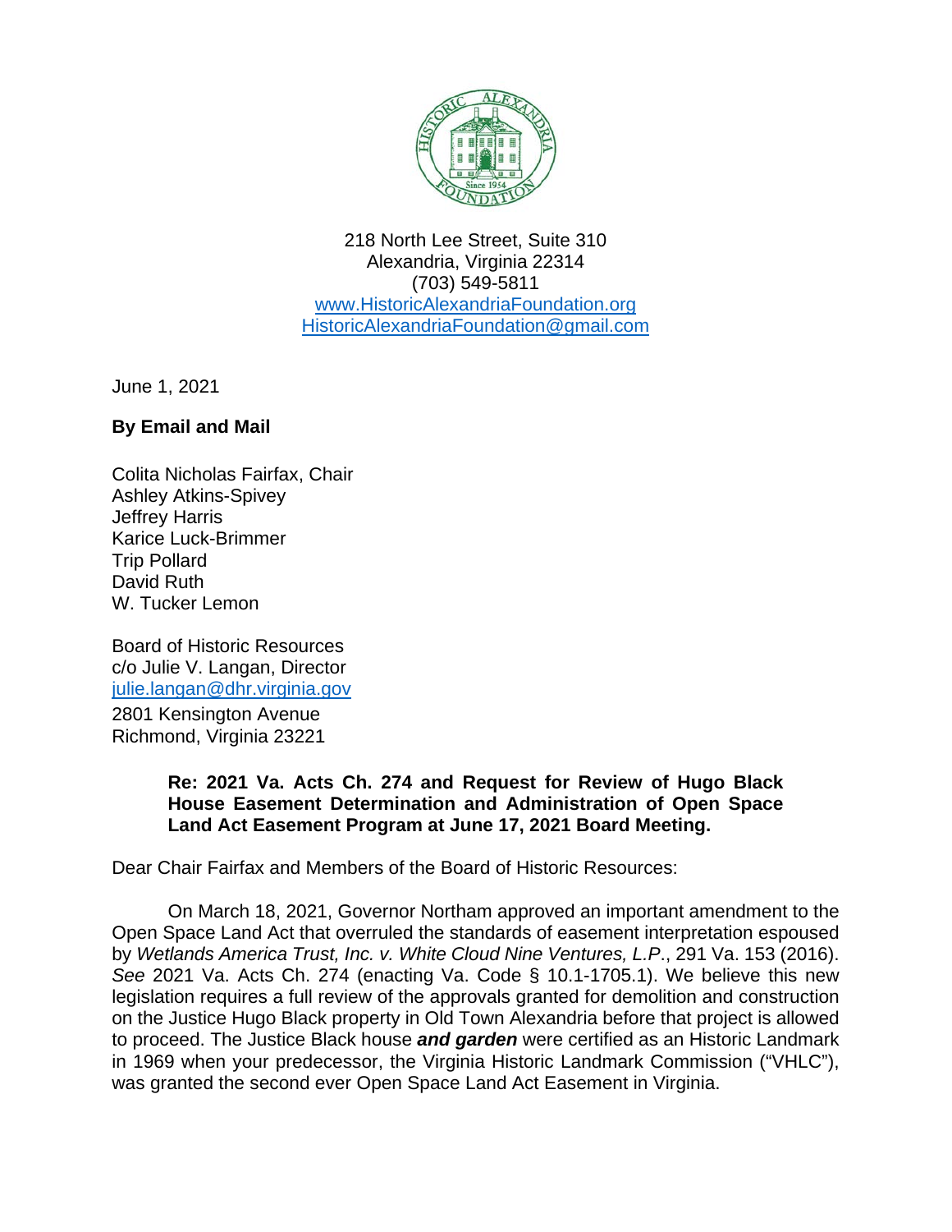218 North Lee Street, Suite 310
Alexandria, Virginia 22314
(703) 549-5811
[www.HistoricAlexandriaFoundation.org](http://www.HistoricAlexandriaFoundation.org)
[HistoricAlexandriaFoundation@gmail.com](mailto:HistoricAlexandriaFoundation@gmail.com)

June 1, 2021

**By Email and Mail**

Colita Nicholas Fairfax, Chair
Ashley Atkins-Spivey
Jeffrey Harris
Karice Luck-Brimmer
Trip Pollard
David Ruth
W. Tucker Lemon

Board of Historic Resources
c/o Julie V. Langan, Director
[julie.langan@dhr.virginia.gov](mailto:julie.langan@dhr.virginia.gov)
2801 Kensington Avenue
Richmond, Virginia 23221

**Re: 2021 Va. Acts Ch. 274 and Request for Review of Hugo Black House Easement Determination and Administration of Open Space Land Act Easement Program at June 17, 2021 Board Meeting.**

Dear Chair Fairfax and Members of the Board of Historic Resources:

On March 18, 2021, Governor Northam approved an important amendment to the Open Space Land Act that overruled the standards of easement interpretation espoused by *Wetlands America Trust, Inc. v. White Cloud Nine Ventures, L.P*., 291 Va. 153 (2016). *See* 2021 Va. Acts Ch. 274 (enacting Va. Code § 10.1-1705.1). We believe this new legislation requires a full review of the approvals granted for demolition and construction on the Justice Hugo Black property in Old Town Alexandria before that project is allowed to proceed. The Justice Black house ***and garden*** were certified as an Historic Landmark in 1969 when your predecessor, the Virginia Historic Landmark Commission ("VHLC"), was granted the second ever Open Space Land Act Easement in Virginia.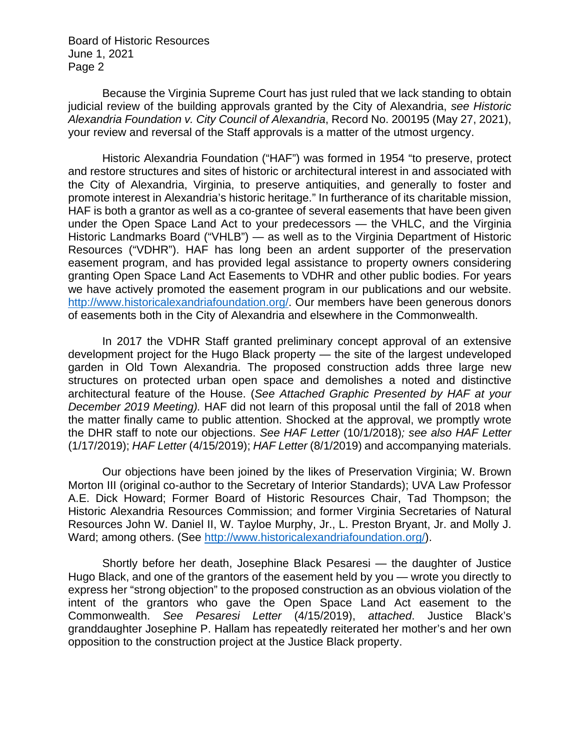Because the Virginia Supreme Court has just ruled that we lack standing to obtain judicial review of the building approvals granted by the City of Alexandria, *see Historic Alexandria Foundation v. City Council of Alexandria*, Record No. 200195 (May 27, 2021), your review and reversal of the Staff approvals is a matter of the utmost urgency.

Historic Alexandria Foundation ("HAF") was formed in 1954 "to preserve, protect and restore structures and sites of historic or architectural interest in and associated with the City of Alexandria, Virginia, to preserve antiquities, and generally to foster and promote interest in Alexandria's historic heritage." In furtherance of its charitable mission, HAF is both a grantor as well as a co-grantee of several easements that have been given under the Open Space Land Act to your predecessors — the VHLC, and the Virginia Historic Landmarks Board ("VHLB") — as well as to the Virginia Department of Historic Resources ("VDHR"). HAF has long been an ardent supporter of the preservation easement program, and has provided legal assistance to property owners considering granting Open Space Land Act Easements to VDHR and other public bodies. For years we have actively promoted the easement program in our publications and our website. http://www.historicalexandriafoundation.org/. Our members have been generous donors of easements both in the City of Alexandria and elsewhere in the Commonwealth.

In 2017 the VDHR Staff granted preliminary concept approval of an extensive development project for the Hugo Black property — the site of the largest undeveloped garden in Old Town Alexandria. The proposed construction adds three large new structures on protected urban open space and demolishes a noted and distinctive architectural feature of the House. (*See Attached Graphic Presented by HAF at your December 2019 Meeting).* HAF did not learn of this proposal until the fall of 2018 when the matter finally came to public attention. Shocked at the approval, we promptly wrote the DHR staff to note our objections. *See HAF Letter* (10/1/2018)*; see also HAF Letter* (1/17/2019); *HAF Letter* (4/15/2019); *HAF Letter* (8/1/2019) and accompanying materials.

Our objections have been joined by the likes of Preservation Virginia; W. Brown Morton III (original co-author to the Secretary of Interior Standards); UVA Law Professor A.E. Dick Howard; Former Board of Historic Resources Chair, Tad Thompson; the Historic Alexandria Resources Commission; and former Virginia Secretaries of Natural Resources John W. Daniel II, W. Tayloe Murphy, Jr., L. Preston Bryant, Jr. and Molly J. Ward; among others. (See http://www.historicalexandriafoundation.org/).

Shortly before her death, Josephine Black Pesaresi — the daughter of Justice Hugo Black, and one of the grantors of the easement held by you — wrote you directly to express her "strong objection" to the proposed construction as an obvious violation of the intent of the grantors who gave the Open Space Land Act easement to the Commonwealth. *See Pesaresi Letter* (4/15/2019), *attached*. Justice Black's granddaughter Josephine P. Hallam has repeatedly reiterated her mother's and her own opposition to the construction project at the Justice Black property.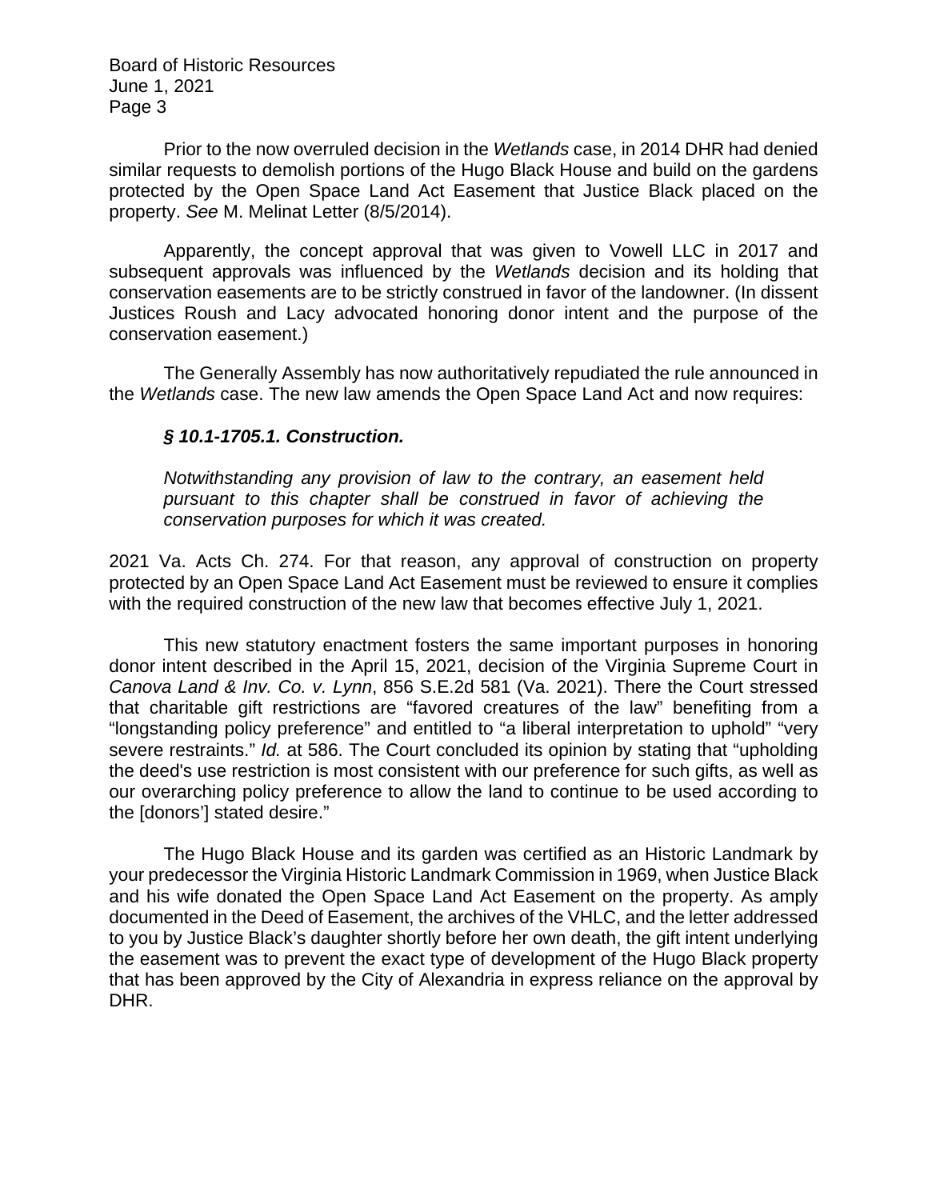Prior to the now overruled decision in the *Wetlands* case, in 2014 DHR had denied similar requests to demolish portions of the Hugo Black House and build on the gardens protected by the Open Space Land Act Easement that Justice Black placed on the property. *See* M. Melinat Letter (8/5/2014).

Apparently, the concept approval that was given to Vowell LLC in 2017 and subsequent approvals was influenced by the *Wetlands* decision and its holding that conservation easements are to be strictly construed in favor of the landowner. (In dissent Justices Roush and Lacy advocated honoring donor intent and the purpose of the conservation easement.)

The Generally Assembly has now authoritatively repudiated the rule announced in the *Wetlands* case. The new law amends the Open Space Land Act and now requires:

> ***§ 10.1-1705.1. Construction.***
>
> *Notwithstanding any provision of law to the contrary, an easement held pursuant to this chapter shall be construed in favor of achieving the conservation purposes for which it was created.*

2021 Va. Acts Ch. 274. For that reason, any approval of construction on property protected by an Open Space Land Act Easement must be reviewed to ensure it complies with the required construction of the new law that becomes effective July 1, 2021.

This new statutory enactment fosters the same important purposes in honoring donor intent described in the April 15, 2021, decision of the Virginia Supreme Court in *Canova Land & Inv. Co. v. Lynn*, 856 S.E.2d 581 (Va. 2021). There the Court stressed that charitable gift restrictions are "favored creatures of the law" benefiting from a "longstanding policy preference" and entitled to "a liberal interpretation to uphold" "very severe restraints." *Id.* at 586. The Court concluded its opinion by stating that "upholding the deed's use restriction is most consistent with our preference for such gifts, as well as our overarching policy preference to allow the land to continue to be used according to the [donors'] stated desire."

The Hugo Black House and its garden was certified as an Historic Landmark by your predecessor the Virginia Historic Landmark Commission in 1969, when Justice Black and his wife donated the Open Space Land Act Easement on the property. As amply documented in the Deed of Easement, the archives of the VHLC, and the letter addressed to you by Justice Black's daughter shortly before her own death, the gift intent underlying the easement was to prevent the exact type of development of the Hugo Black property that has been approved by the City of Alexandria in express reliance on the approval by DHR.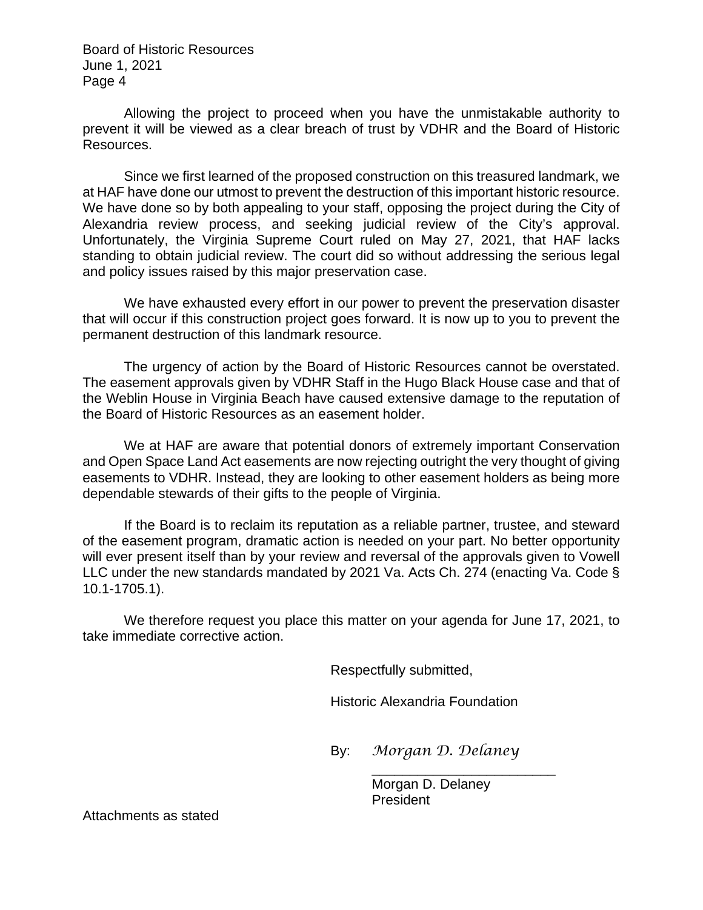Allowing the project to proceed when you have the unmistakable authority to prevent it will be viewed as a clear breach of trust by VDHR and the Board of Historic Resources.

Since we first learned of the proposed construction on this treasured landmark, we at HAF have done our utmost to prevent the destruction of this important historic resource. We have done so by both appealing to your staff, opposing the project during the City of Alexandria review process, and seeking judicial review of the City's approval. Unfortunately, the Virginia Supreme Court ruled on May 27, 2021, that HAF lacks standing to obtain judicial review. The court did so without addressing the serious legal and policy issues raised by this major preservation case.

We have exhausted every effort in our power to prevent the preservation disaster that will occur if this construction project goes forward. It is now up to you to prevent the permanent destruction of this landmark resource.

The urgency of action by the Board of Historic Resources cannot be overstated. The easement approvals given by VDHR Staff in the Hugo Black House case and that of the Weblin House in Virginia Beach have caused extensive damage to the reputation of the Board of Historic Resources as an easement holder.

We at HAF are aware that potential donors of extremely important Conservation and Open Space Land Act easements are now rejecting outright the very thought of giving easements to VDHR. Instead, they are looking to other easement holders as being more dependable stewards of their gifts to the people of Virginia.

If the Board is to reclaim its reputation as a reliable partner, trustee, and steward of the easement program, dramatic action is needed on your part. No better opportunity will ever present itself than by your review and reversal of the approvals given to Vowell LLC under the new standards mandated by 2021 Va. Acts Ch. 274 (enacting Va. Code § 10.1-1705.1).

We therefore request you place this matter on your agenda for June 17, 2021, to take immediate corrective action.

Respectfully submitted,

Historic Alexandria Foundation

By: *Morgan D. Delaney*
\_\_\_\_\_\_\_\_\_\_\_\_\_\_\_\_\_\_\_\_\_\_\_\_
Morgan D. Delaney
President

Attachments as stated